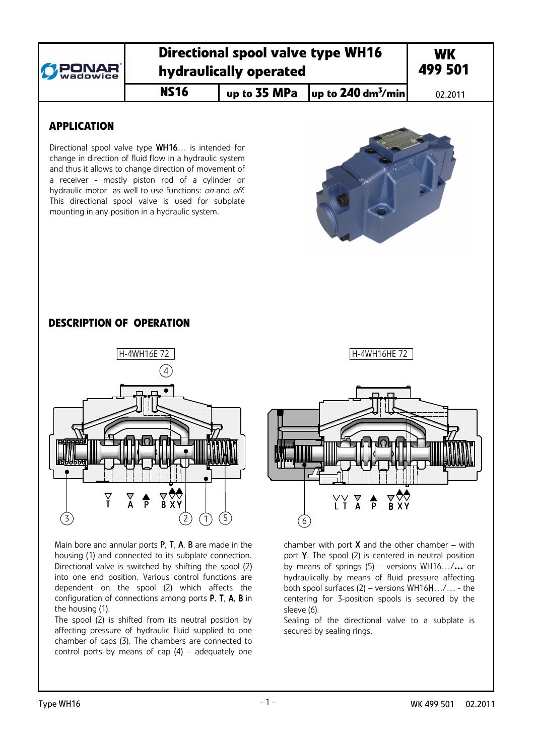| Directional spool valve type WH16 hydraulically operated | | | WK 499 501 |
|---|---|---|---|
| NS16 | up to 35 MPa | up to 240 dm³/min | 02.2011 |

## APPLICATION

Directional spool valve type **WH16**… is intended for change in direction of fluid flow in a hydraulic system and thus it allows to change direction of movement of a receiver - mostly piston rod of a cylinder or hydraulic motor as well to use functions: *on* and *off*. This directional spool valve is used for subplate mounting in any position in a hydraulic system.

## DESCRIPTION OF OPERATION

H-4WH16E 72

H-4WH16HE 72

Main bore and annular ports **P**, **T**, **A**, **B** are made in the housing (1) and connected to its subplate connection. Directional valve is switched by shifting the spool (2) into one end position. Various control functions are dependent on the spool (2) which affects the configuration of connections among ports **P**, **T**, **A**, **B** in the housing (1).

The spool (2) is shifted from its neutral position by affecting pressure of hydraulic fluid supplied to one chamber of caps (3). The chambers are connected to control ports by means of cap (4) – adequately one chamber with port **X** and the other chamber – with port **Y**. The spool (2) is centered in neutral position by means of springs (5) – versions WH16…/**…** or hydraulically by means of fluid pressure affecting both spool surfaces (2) – versions WH16**H**…/… - the centering for 3-position spools is secured by the sleeve (6).

Sealing of the directional valve to a subplate is secured by sealing rings.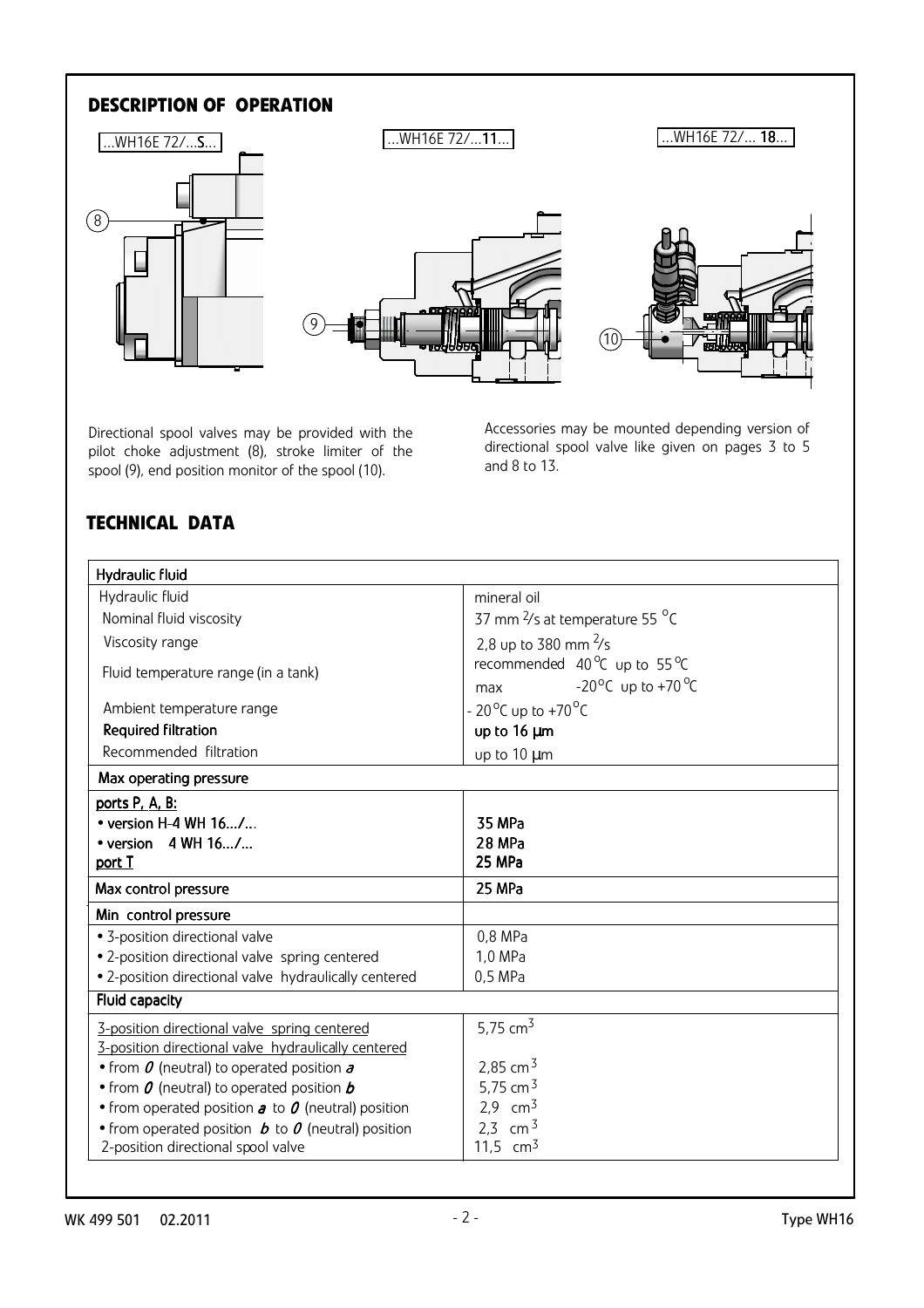## DESCRIPTION OF OPERATION

...WH16E 72/...S...

...WH16E 72/...11...

...WH16E 72/... 18...

Directional spool valves may be provided with the pilot choke adjustment (8), stroke limiter of the spool (9), end position monitor of the spool (10).

Accessories may be mounted depending version of directional spool valve like given on pages 3 to 5 and 8 to 13.

## TECHNICAL DATA

| **Hydraulic fluid** | |
|---|---|
| Hydraulic fluid | mineral oil |
| Nominal fluid viscosity | 37 mm $^2$/s at temperature 55 °C |
| Viscosity range | 2,8 up to 380 mm $^2$/s |
| Fluid temperature range (in a tank) | recommended 40 °C up to 55 °C<br>max -20°C up to +70 °C |
| Ambient temperature range | - 20 °C up to +70 °C |
| **Required filtration** | **up to 16 μm** |
| Recommended filtration | up to 10 μm |
| **Max operating pressure** | |
| **ports P, A, B:**<br>**• version H-4 WH 16.../...**<br>**• version 4 WH 16.../...**<br>**port T** | <br>**35 MPa**<br>**28 MPa**<br>**25 MPa** |
| **Max control pressure** | **25 MPa** |
| **Min control pressure** | |
| • 3-position directional valve<br>• 2-position directional valve spring centered<br>• 2-position directional valve hydraulically centered | 0,8 MPa<br>1,0 MPa<br>0,5 MPa |
| **Fluid capacity** | |
| 3-position directional valve spring centered | 5,75 cm$^3$ |
| 3-position directional valve hydraulically centered | |
| • from *0* (neutral) to operated position *a* | 2,85 cm$^3$ |
| • from *0* (neutral) to operated position *b* | 5,75 cm$^3$ |
| • from operated position *a* to *0* (neutral) position | 2,9 cm$^3$ |
| • from operated position *b* to *0* (neutral) position | 2,3 cm$^3$ |
| 2-position directional spool valve | 11,5 cm$^3$ |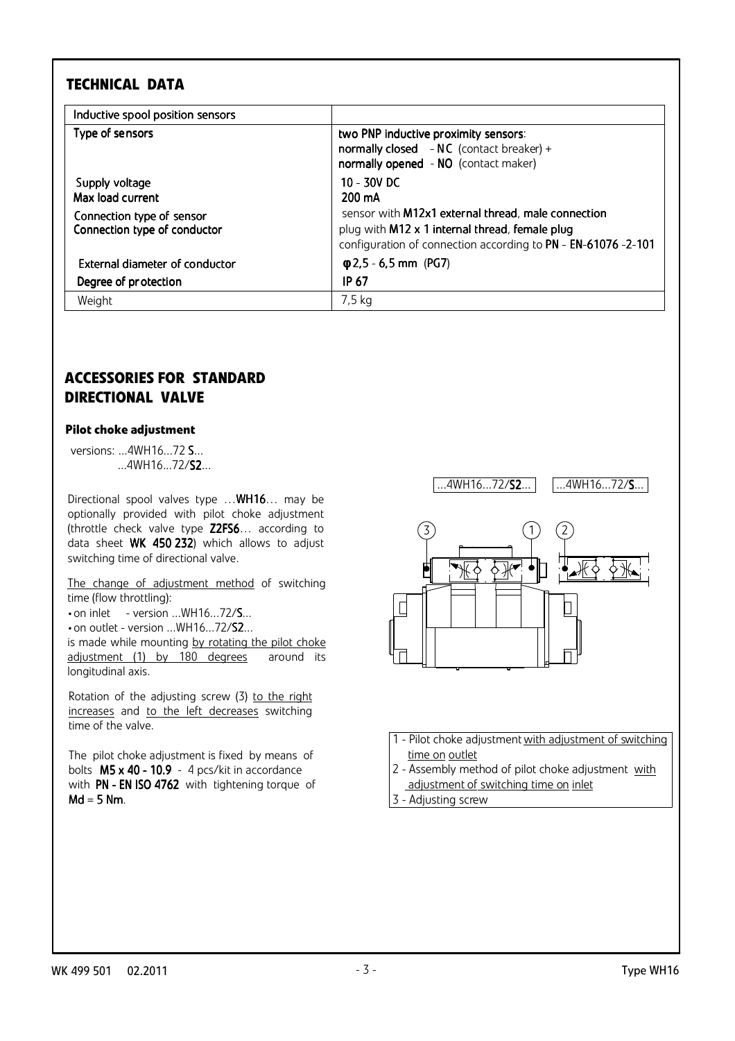## TECHNICAL DATA

| Inductive spool position sensors | |
|---|---|
| Type of sensors | **two PNP inductive proximity sensors**: **normally closed** - **NC** (contact breaker) + **normally opened** - **NO** (contact maker) |
| Supply voltage | 10 - 30V DC |
| Max load current | 200 mA |
| Connection type of sensor | sensor with **M12x1 external thread**, **male connection** |
| Connection type of conductor | plug with **M12 x 1 internal thread**, **female plug** configuration of connection according to **PN - EN-61076 -2-101** |
| External diameter of conductor | **φ 2,5 - 6,5 mm** (PG7) |
| Degree of protection | **IP 67** |
| Weight | 7,5 kg |

## ACCESSORIES FOR STANDARD DIRECTIONAL VALVE

### Pilot choke adjustment

versions: ...4WH16...72 **S**...
...4WH16...72/**S2**...

Directional spool valves type ...**WH16**... may be optionally provided with pilot choke adjustment (throttle check valve type **Z2FS6**... according to data sheet **WK 450 232**) which allows to adjust switching time of directional valve.

The change of adjustment method of switching time (flow throttling):

- on inlet - version ...WH16...72/**S**...
- on outlet - version ...WH16...72/**S2**...

is made while mounting by rotating the pilot choke adjustment (1) by 180 degrees around its longitudinal axis.

Rotation of the adjusting screw (3) to the right increases and to the left decreases switching time of the valve.

The pilot choke adjustment is fixed by means of bolts **M5 x 40 - 10.9** - 4 pcs/kit in accordance with **PN - EN ISO 4762** with tightening torque of **Md = 5 Nm**.

...4WH16...72/**S2**... ...4WH16...72/**S**...

1 - Pilot choke adjustment with adjustment of switching time on outlet
2 - Assembly method of pilot choke adjustment with adjustment of switching time on inlet
3 - Adjusting screw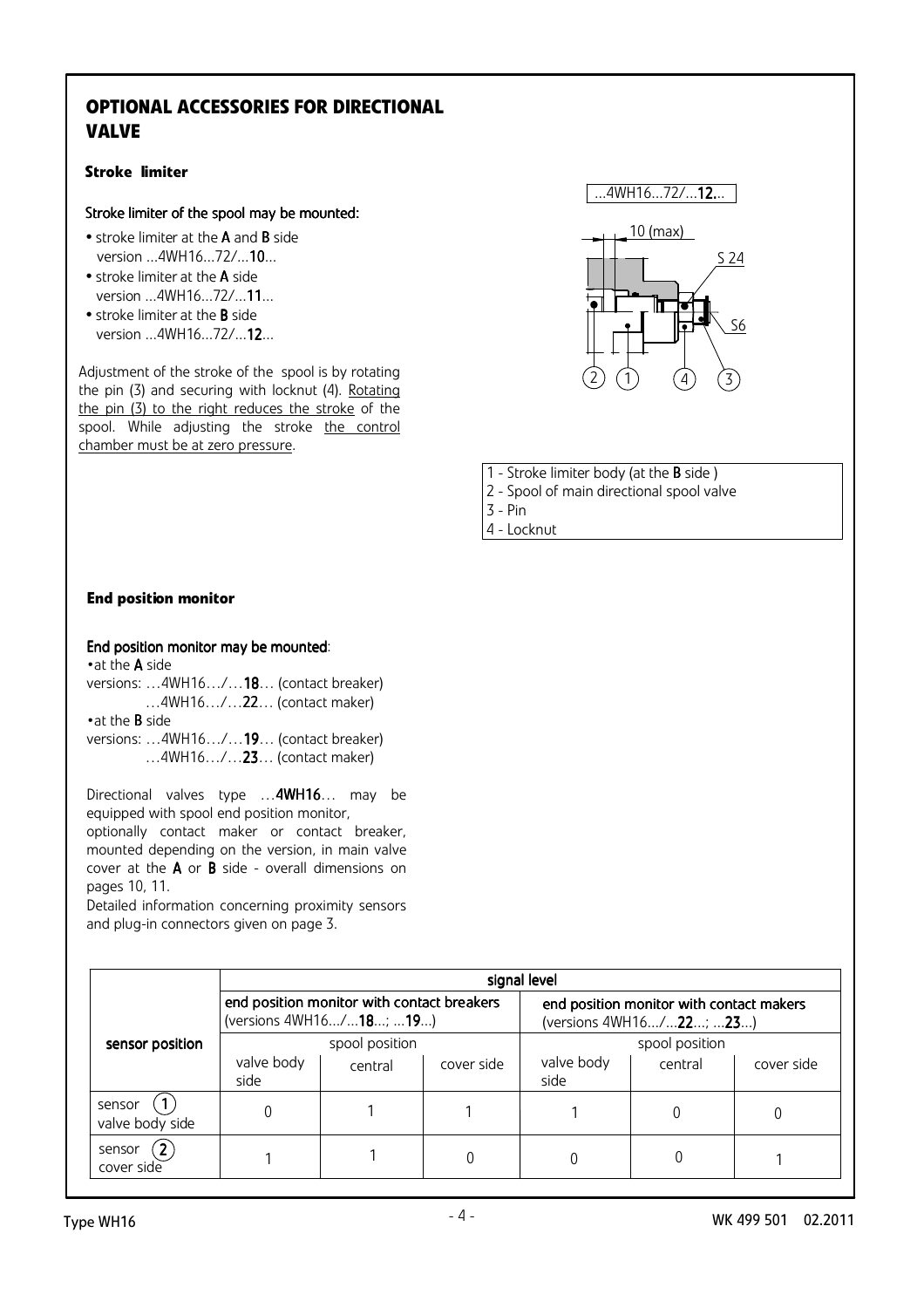## OPTIONAL ACCESSORIES FOR DIRECTIONAL VALVE

### Stroke limiter

Stroke limiter of the spool may be mounted:

- stroke limiter at the **A** and **B** side version ...4WH16...72/...**10**...
- stroke limiter at the **A** side version ...4WH16...72/...**11**...
- stroke limiter at the **B** side version ...4WH16...72/...**12**...

Adjustment of the stroke of the spool is by rotating the pin (3) and securing with locknut (4). Rotating the pin (3) to the right reduces the stroke of the spool. While adjusting the stroke the control chamber must be at zero pressure.

...4WH16...72/...**12**...

10 (max)

S 24

S6

1 - Stroke limiter body (at the **B** side )
2 - Spool of main directional spool valve
3 - Pin
4 - Locknut

### End position monitor

End position monitor may be mounted:

- at the **A** side
  versions: …4WH16…/…**18**… (contact breaker)
  …4WH16…/…**22**… (contact maker)
- at the **B** side
  versions: …4WH16…/…**19**… (contact breaker)
  …4WH16…/…**23**… (contact maker)

Directional valves type …**4WH16**… may be equipped with spool end position monitor, optionally contact maker or contact breaker, mounted depending on the version, in main valve cover at the **A** or **B** side - overall dimensions on pages 10, 11.
Detailed information concerning proximity sensors and plug-in connectors given on page 3.

| sensor position | signal level | | | | | |
|---|---|---|---|---|---|---|
| | end position monitor with contact breakers (versions 4WH16.../...**18**...; ...**19**...) | | | end position monitor with contact makers (versions 4WH16.../...**22**...; ...**23**...) | | |
| | spool position | | | spool position | | |
| | valve body side | central | cover side | valve body side | central | cover side |
| sensor (1) valve body side | 0 | 1 | 1 | 1 | 0 | 0 |
| sensor (2) cover side | 1 | 1 | 0 | 0 | 0 | 1 |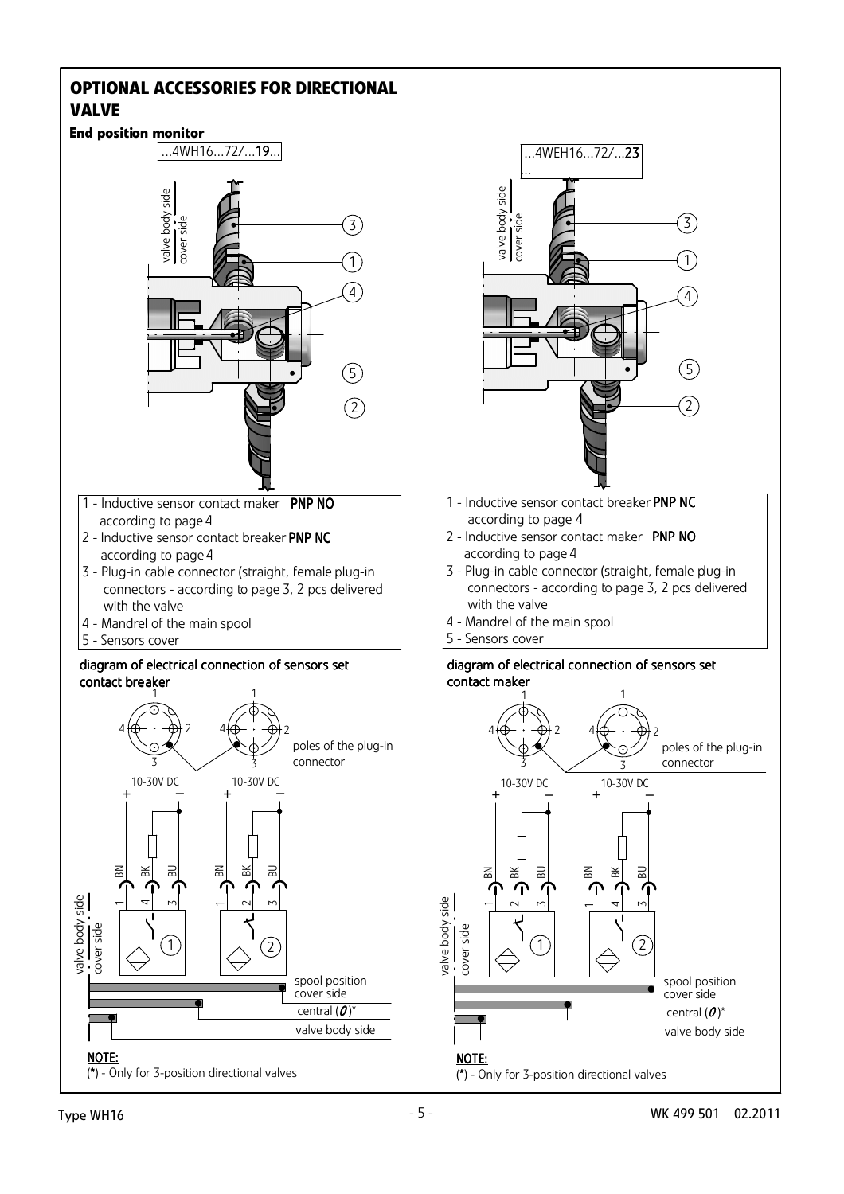# OPTIONAL ACCESSORIES FOR DIRECTIONAL VALVE

### End position monitor

...4WH16...72/...**19**...

1 - Inductive sensor contact maker **PNP NO** according to page 4
2 - Inductive sensor contact breaker **PNP NC** according to page 4
3 - Plug-in cable connector (straight, female plug-in connectors - according to page 3, 2 pcs delivered with the valve
4 - Mandrel of the main spool
5 - Sensors cover

**diagram of electrical connection of sensors set contact breaker**

...4WEH16...72/...**23**...

1 - Inductive sensor contact breaker **PNP NC** according to page 4
2 - Inductive sensor contact maker **PNP NO** according to page 4
3 - Plug-in cable connector (straight, female plug-in connectors - according to page 3, 2 pcs delivered with the valve
4 - Mandrel of the main spool
5 - Sensors cover

**diagram of electrical connection of sensors set contact maker**

NOTE:
(*) - Only for 3-position directional valves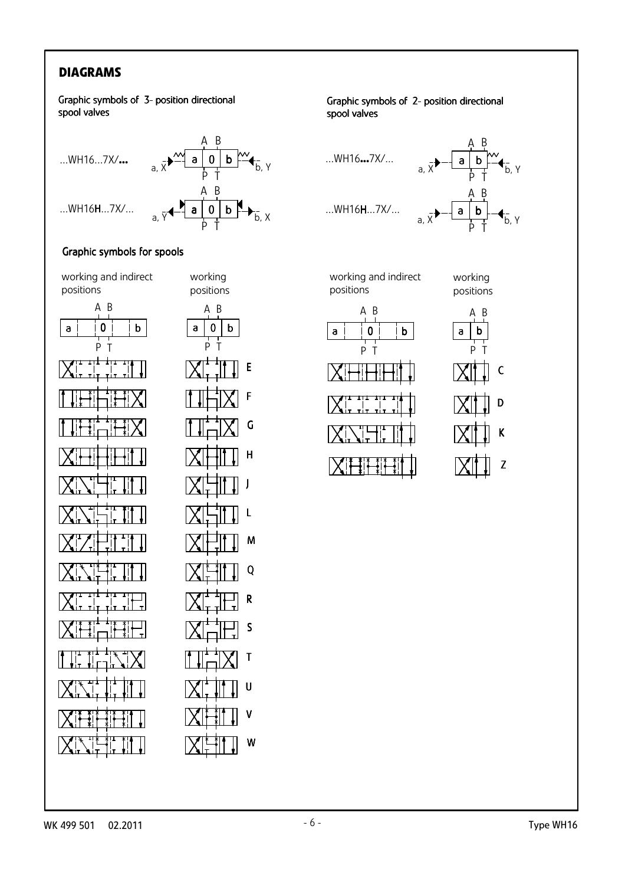## DIAGRAMS

### Graphic symbols of 3- position directional spool valves

...WH16...7X/...

a, X — a | 0 | b — b, Y

...WH16H...7X/...

a, Y — a | 0 | b — b, X

### Graphic symbols of 2- position directional spool valves

...WH16...7X/...

a, X — a | b — b, Y

...WH16H...7X/...

a, X — a | b — b, Y

### Graphic symbols for spools

3-position spools:

| working and indirect positions | working positions | Spool |
|---|---|---|
| a, 0, b | a, 0, b | E |
| | | F |
| | | G |
| | | H |
| | | J |
| | | L |
| | | M |
| | | Q |
| | | R |
| | | S |
| | | T |
| | | U |
| | | V |
| | | W |

2-position spools:

| working and indirect positions | working positions | Spool |
|---|---|---|
| a, 0, b | a, b | C |
| | | D |
| | | K |
| | | Z |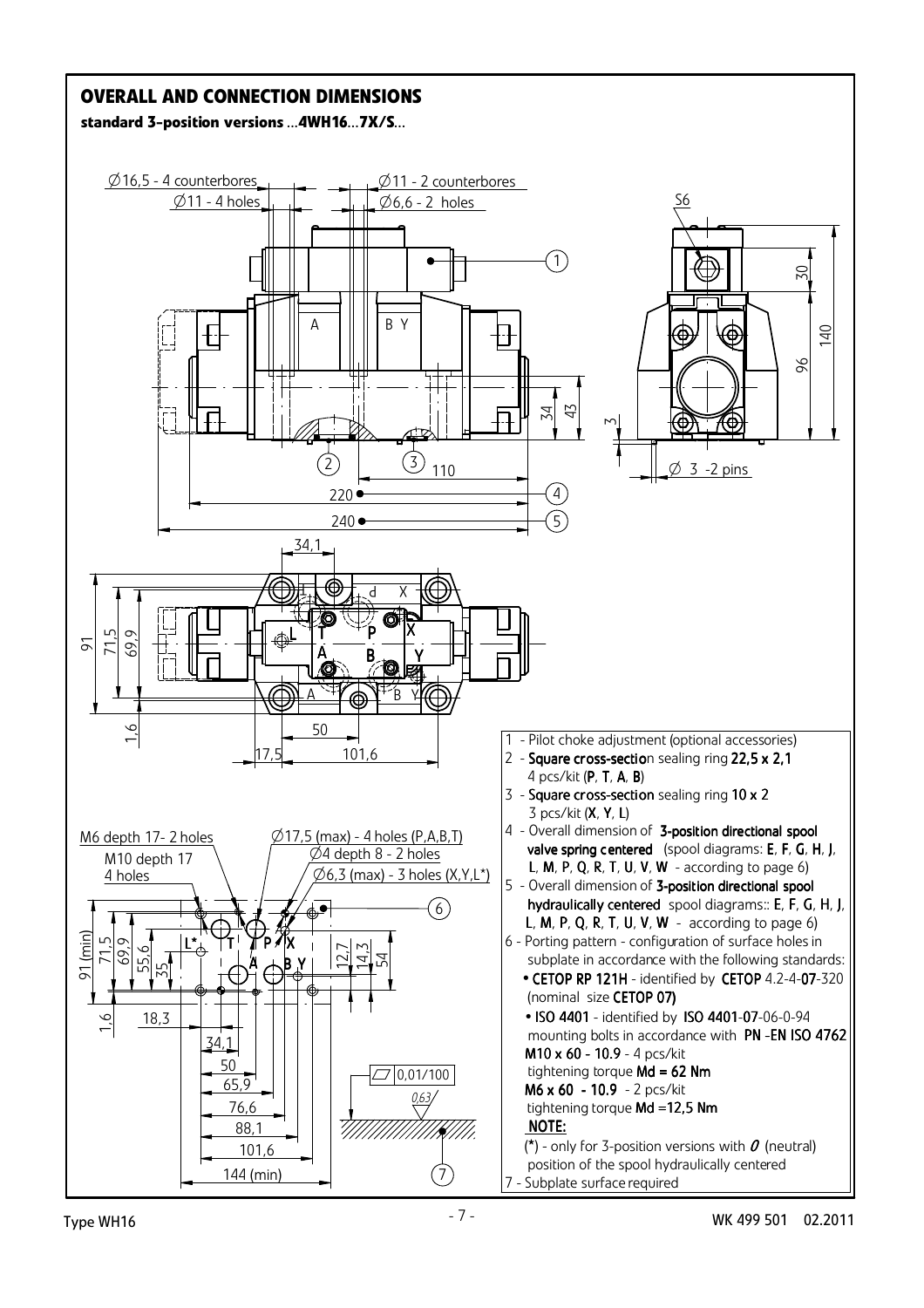## OVERALL AND CONNECTION DIMENSIONS

**standard 3-position versions ...4WH16...7X/S...**

Ø16,5 - 4 counterbores
Ø11 - 4 holes
Ø11 - 2 counterbores
Ø6,6 - 2 holes
S6

Ø 3 -2 pins

M6 depth 17- 2 holes
M10 depth 17 4 holes
Ø17,5 (max) - 4 holes (P,A,B,T)
Ø4 depth 8 - 2 holes
Ø6,3 (max) - 3 holes (X,Y,L*)

1 - Pilot choke adjustment (optional accessories)
2 - **Square cross-section** sealing ring **22,5 x 2,1** 4 pcs/kit (**P**, **T**, **A**, **B**)
3 - **Square cross-section** sealing ring **10 x 2** 3 pcs/kit (**X**, **Y**, **L**)
4 - Overall dimension of **3-position directional spool valve spring centered** (spool diagrams: **E**, **F**, **G**, **H**, **J**, **L**, **M**, **P**, **Q**, **R**, **T**, **U**, **V**, **W** - according to page 6)
5 - Overall dimension of **3-position directional spool hydraulically centered** spool diagrams:: **E**, **F**, **G**, **H**, **J**, **L**, **M**, **P**, **Q**, **R**, **T**, **U**, **V**, **W** - according to page 6)
6 - Porting pattern - configuration of surface holes in subplate in accordance with the following standards:
- **CETOP RP 121H** - identified by **CETOP** 4.2-4-**07**-320 (nominal size **CETOP 07)**
- **ISO 4401** - identified by **ISO 4401**-**07**-06-0-94

mounting bolts in accordance with **PN -EN ISO 4762**
**M10 x 60 - 10.9** - 4 pcs/kit
tightening torque **Md = 62 Nm**
**M6 x 60 - 10.9** - 2 pcs/kit
tightening torque **Md =12,5 Nm**

**NOTE:**
(*) - only for 3-position versions with *0* (neutral) position of the spool hydraulically centered

7 - Subplate surface required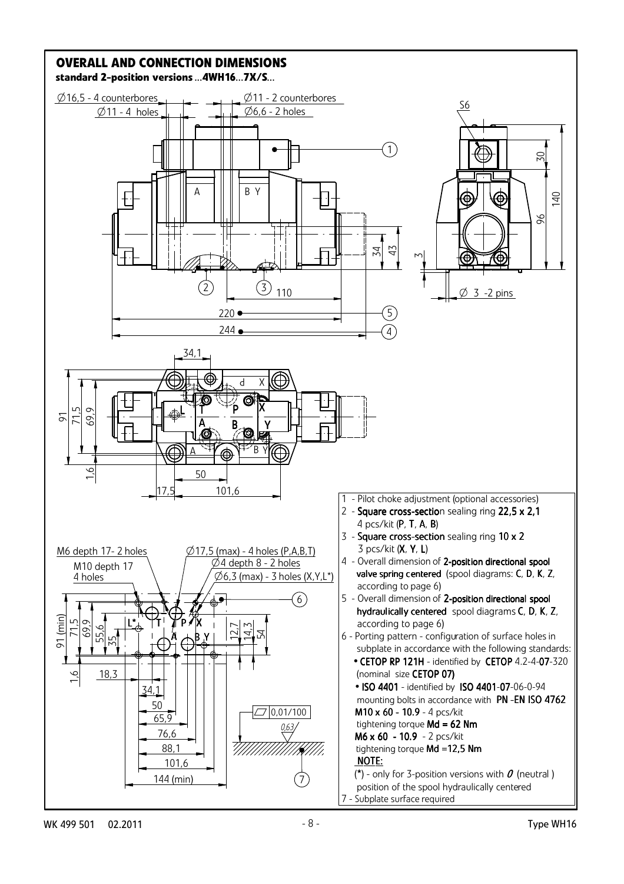## OVERALL AND CONNECTION DIMENSIONS

**standard 2-position versions** ...**4WH16**...**7X/S**...

1 - Pilot choke adjustment (optional accessories)

2 - **Square cross-section** sealing ring **22,5 x 2,1** 4 pcs/kit (**P**, **T**, **A**, **B**)

3 - **Square cross-section** sealing ring **10 x 2** 3 pcs/kit (**X**, **Y**, **L**)

4 - Overall dimension of **2-position directional spool valve spring centered** (spool diagrams: **C**, **D**, **K**, **Z**, according to page 6)

5 - Overall dimension of **2-position directional spool hydraulically centered** spool diagrams **C**, **D**, **K**, **Z**, according to page 6)

6 - Porting pattern - configuration of surface holes in subplate in accordance with the following standards:
- **CETOP RP 121H** - identified by **CETOP** 4.2-4-**07**-320 (nominal size **CETOP 07)**
- **ISO 4401** - identified by **ISO 4401**-**07**-06-0-94

mounting bolts in accordance with **PN -EN ISO 4762**
**M10 x 60 - 10.9** - 4 pcs/kit
tightening torque **Md = 62 Nm**
**M6 x 60 - 10.9** - 2 pcs/kit
tightening torque **Md =12,5 Nm**

**NOTE:**
(*) - only for 3-position versions with *0* (neutral ) position of the spool hydraulically centered

7 - Subplate surface required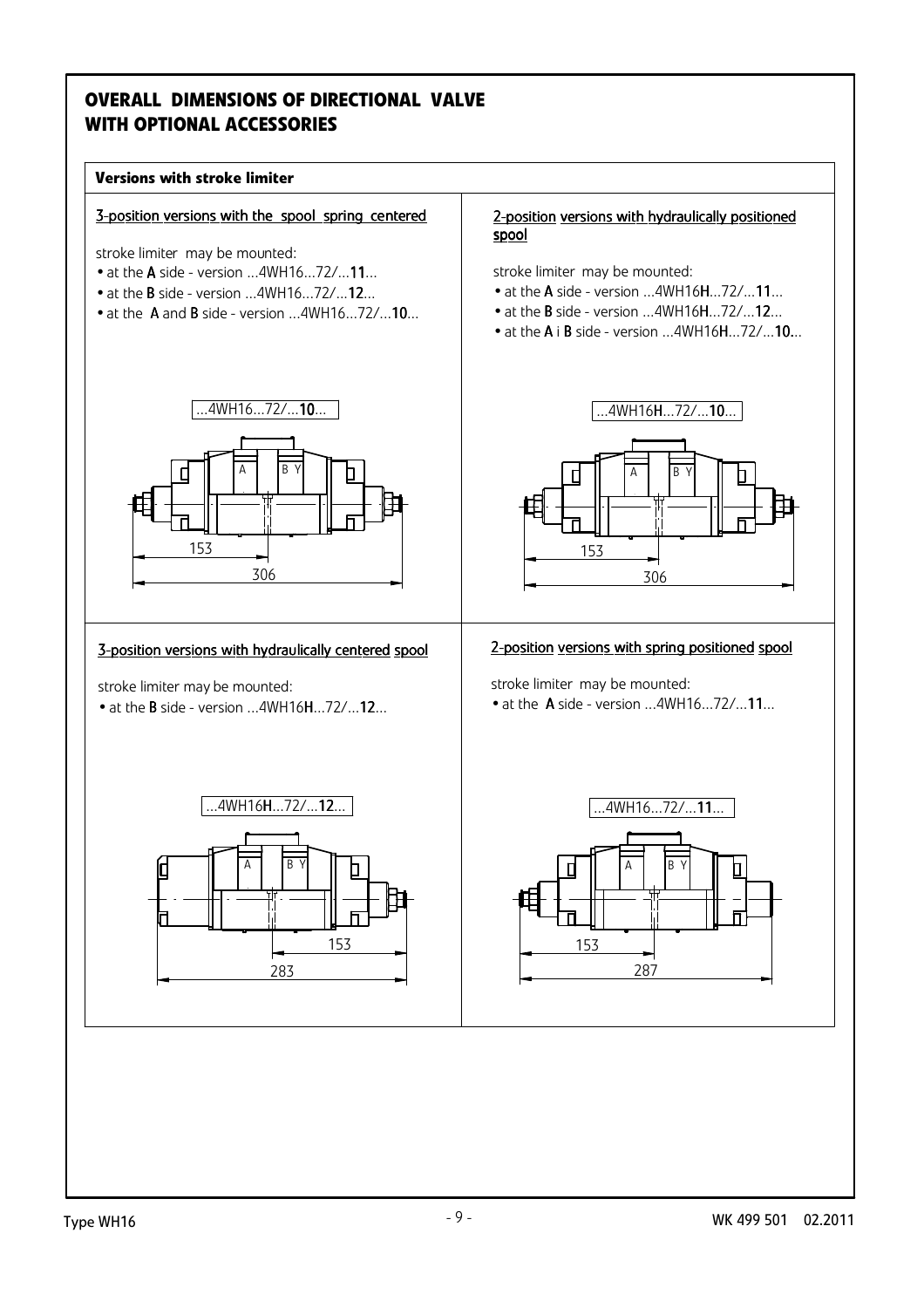# OVERALL DIMENSIONS OF DIRECTIONAL VALVE WITH OPTIONAL ACCESSORIES

## Versions with stroke limiter

### 3-position versions with the spool spring centered

stroke limiter may be mounted:

- at the **A** side - version ...4WH16...72/...**11**...
- at the **B** side - version ...4WH16...72/...**12**...
- at the **A** and **B** side - version ...4WH16...72/...**10**...

...4WH16...72/...**10**...

A B Y

153

306

### 2-position versions with hydraulically positioned spool

stroke limiter may be mounted:

- at the **A** side - version ...4WH16**H**...72/...**11**...
- at the **B** side - version ...4WH16**H**...72/...**12**...
- at the **A** i **B** side - version ...4WH16**H**...72/...**10**...

...4WH16**H**...72/...**10**...

A B Y

153

306

### 3-position versions with hydraulically centered spool

stroke limiter may be mounted:

- at the **B** side - version ...4WH16**H**...72/...**12**...

...4WH16**H**...72/...**12**...

A B Y

153

283

### 2-position versions with spring positioned spool

stroke limiter may be mounted:

- at the **A** side - version ...4WH16...72/...**11**...

...4WH16...72/...**11**...

A B Y

153

287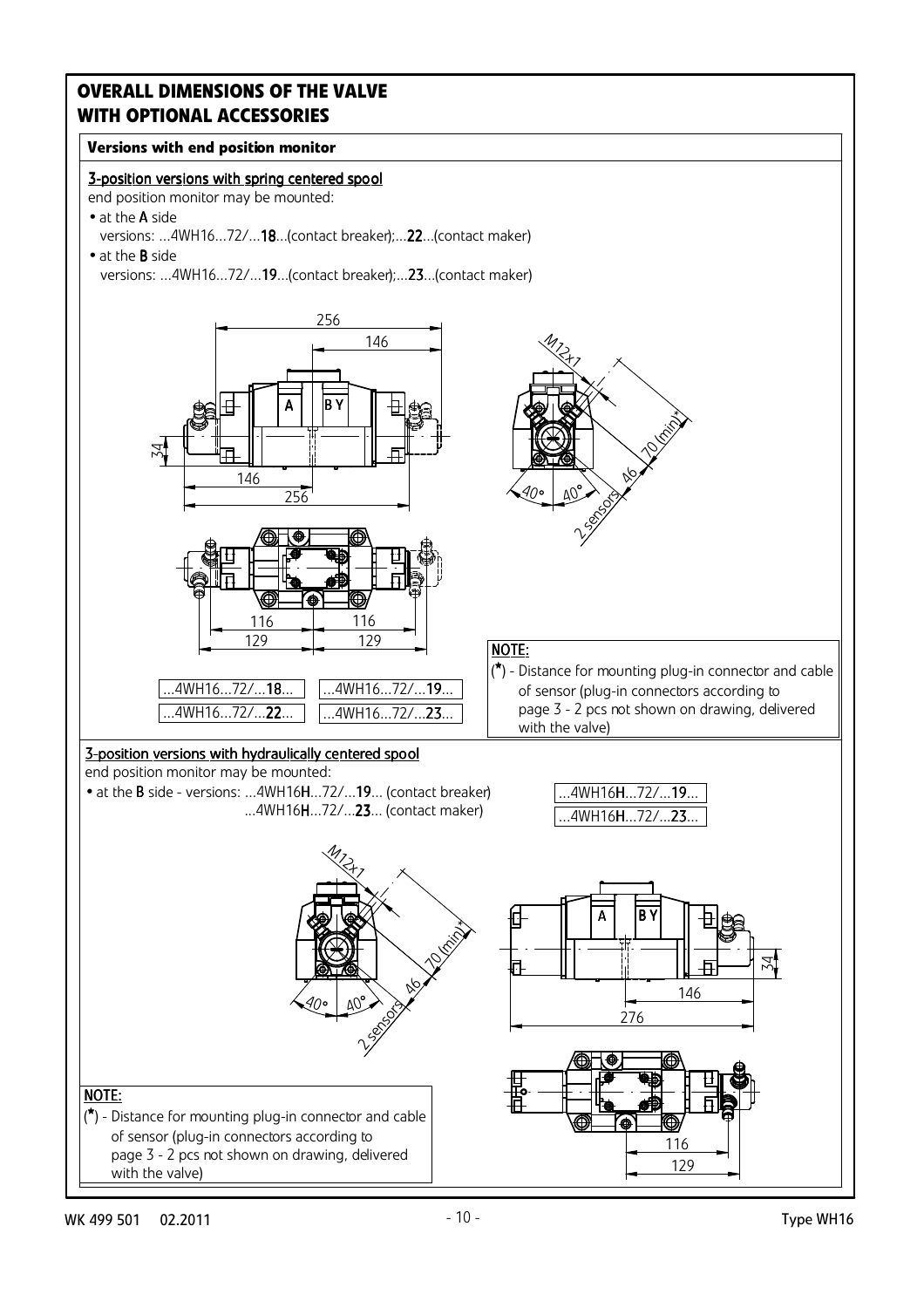# OVERALL DIMENSIONS OF THE VALVE WITH OPTIONAL ACCESSORIES

## Versions with end position monitor

### 3-position versions with spring centered spool

end position monitor may be mounted:

- at the **A** side
  versions: ...4WH16...72/...**18**...(contact breaker);...**22**...(contact maker)
- at the **B** side
  versions: ...4WH16...72/...**19**...(contact breaker);...**23**...(contact maker)

256
146
34
146
256
M12x1
70 (min)*
46
40°
40°
2 sensors
116
116
129
129

...4WH16...72/...**18**...
...4WH16...72/...**22**...

...4WH16...72/...**19**...
...4WH16...72/...**23**...

**NOTE:**
(*) - Distance for mounting plug-in connector and cable of sensor (plug-in connectors according to page 3 - 2 pcs not shown on drawing, delivered with the valve)

### 3-position versions with hydraulically centered spool

end position monitor may be mounted:

- at the **B** side - versions: ...4WH16**H**...72/...**19**... (contact breaker)
  ...4WH16**H**...72/...**23**... (contact maker)

...4WH16**H**...72/...**19**...
...4WH16**H**...72/...**23**...

M12x1
70 (min)*
46
40°
40°
2 sensors
34
146
276
116
129

**NOTE:**
(*) - Distance for mounting plug-in connector and cable of sensor (plug-in connectors according to page 3 - 2 pcs not shown on drawing, delivered with the valve)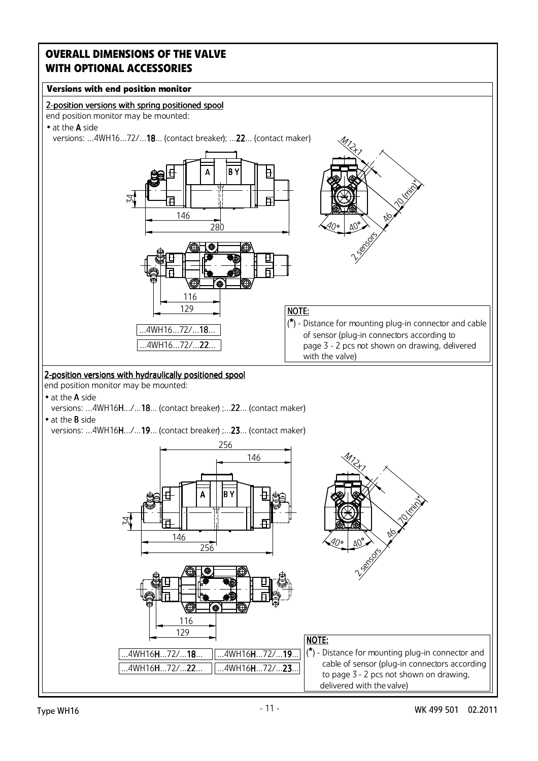# OVERALL DIMENSIONS OF THE VALVE WITH OPTIONAL ACCESSORIES

## Versions with end position monitor

### 2-position versions with spring positioned spool

end position monitor may be mounted:

- at the **A** side
  versions: ...4WH16...72/...**18**... (contact breaker); ...**22**... (contact maker)

...4WH16...72/...**18**...
...4WH16...72/...**22**...

**NOTE:**
(*) - Distance for mounting plug-in connector and cable of sensor (plug-in connectors according to page 3 - 2 pcs not shown on drawing, delivered with the valve)

### 2-position versions with hydraulically positioned spool

end position monitor may be mounted:

- at the **A** side
  versions: ...4WH16**H**.../...**18**... (contact breaker) ;...**22**... (contact maker)
- at the **B** side
  versions: ...4WH16**H**.../...**19**... (contact breaker) ;...**23**... (contact maker)

...4WH16**H**...72/...**18**...
...4WH16**H**...72/...**22**...
...4WH16**H**...72/...**19**...
...4WH16**H**...72/...**23**...

**NOTE:**
(*) - Distance for mounting plug-in connector and cable of sensor (plug-in connectors according to page 3 - 2 pcs not shown on drawing, delivered with the valve)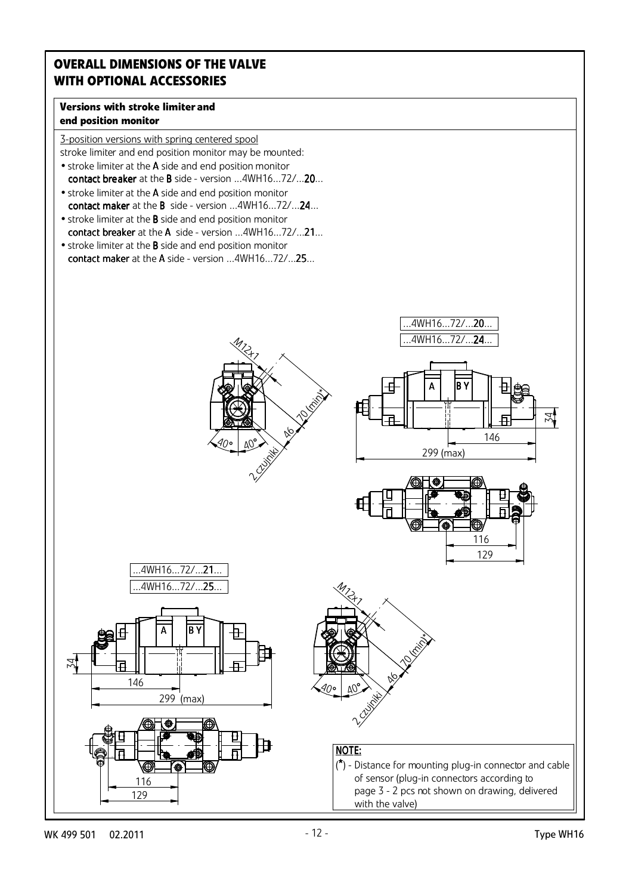# OVERALL DIMENSIONS OF THE VALVE WITH OPTIONAL ACCESSORIES

## Versions with stroke limiter and end position monitor

3-position versions with spring centered spool

stroke limiter and end position monitor may be mounted:

- stroke limiter at the **A** side and end position monitor **contact breaker** at the **B** side - version ...4WH16...72/...**20**...
- stroke limiter at the **A** side and end position monitor **contact maker** at the **B** side - version ...4WH16...72/...**24**...
- stroke limiter at the **B** side and end position monitor **contact breaker** at the **A** side - version ...4WH16...72/...**21**...
- stroke limiter at the **B** side and end position monitor **contact maker** at the **A** side - version ...4WH16...72/...**25**...

...4WH16...72/...**20**...
...4WH16...72/...**24**...

M12x1, 70 (min)*, 46, 40°, 40°, 2 czujniki, A, B Y, 34, 146, 299 (max), 116, 129

...4WH16...72/...**21**...
...4WH16...72/...**25**...

M12x1, 70 (min)*, 46, 40°, 40°, 2 czujniki, A, B Y, 34, 146, 299 (max), 116, 129

**NOTE:**

(*) - Distance for mounting plug-in connector and cable of sensor (plug-in connectors according to page 3 - 2 pcs not shown on drawing, delivered with the valve)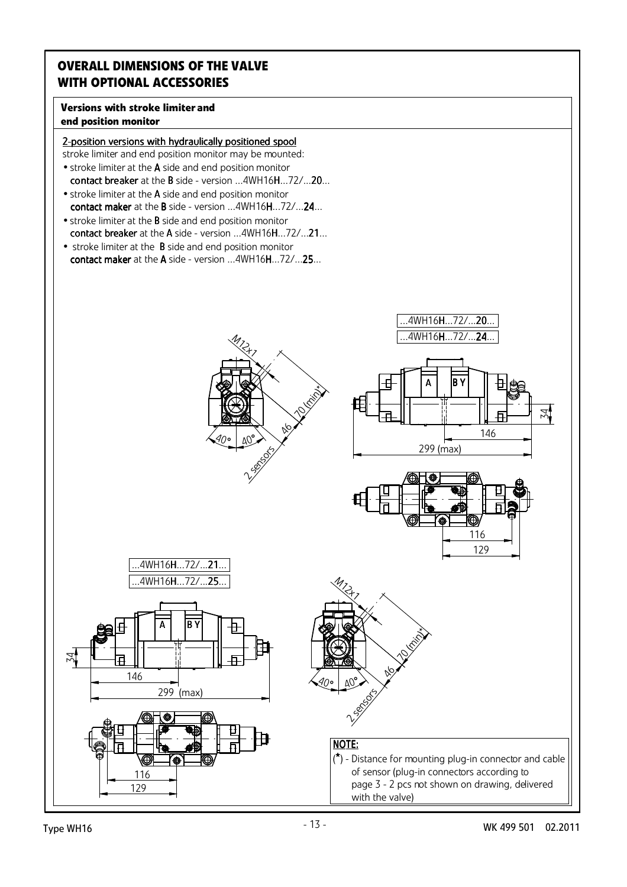# OVERALL DIMENSIONS OF THE VALVE WITH OPTIONAL ACCESSORIES

### Versions with stroke limiter and end position monitor

2-position versions with hydraulically positioned spool

stroke limiter and end position monitor may be mounted:

- stroke limiter at the **A** side and end position monitor **contact breaker** at the **B** side - version ...4WH16**H**...72/...**20**...
- stroke limiter at the **A** side and end position monitor **contact maker** at the **B** side - version ...4WH16**H**...72/...**24**...
- stroke limiter at the **B** side and end position monitor **contact breaker** at the **A** side - version ...4WH16**H**...72/...**21**...
- stroke limiter at the **B** side and end position monitor **contact maker** at the **A** side - version ...4WH16**H**...72/...**25**...

...4WH16**H**...72/...**20**...

...4WH16**H**...72/...**24**...

M12x1, 70 (min)*, 46, 40°, 40°, 2 sensors, A, B Y, 34, 146, 299 (max), 116, 129

...4WH16**H**...72/...**21**...

...4WH16**H**...72/...**25**...

M12x1, 70 (min)*, 46, 40°, 40°, 2 sensors, A, B Y, 34, 146, 299 (max), 116, 129

**NOTE:**

(*) - Distance for mounting plug-in connector and cable of sensor (plug-in connectors according to page 3 - 2 pcs not shown on drawing, delivered with the valve)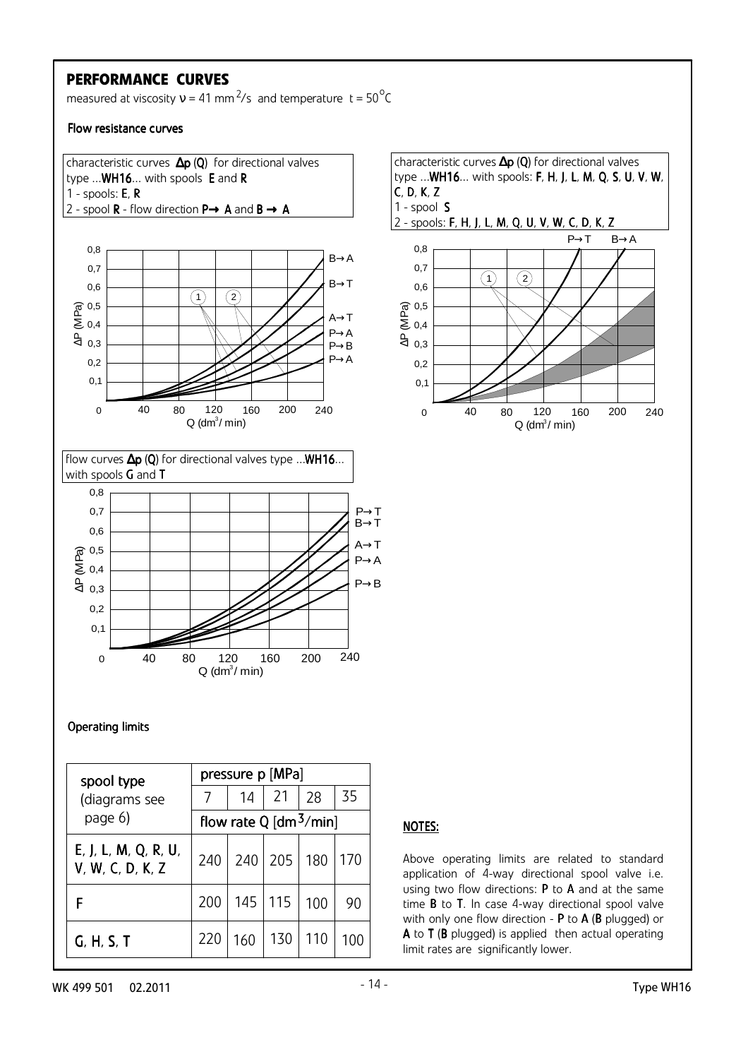## PERFORMANCE CURVES

measured at viscosity $\nu$ = 41 mm$^2$/s and temperature t = 50$^\circ$C

### Flow resistance curves

characteristic curves **Δp** (**Q**) for directional valves type ...**WH16**... with spools **E** and **R**
1 - spools: **E**, **R**
2 - spool **R** - flow direction **P→ A** and **B → A**

characteristic curves **Δp** (**Q**) for directional valves type ...**WH16**... with spools: **F**, **H**, **J**, **L**, **M**, **Q**, **S**, **U**, **V**, **W**, **C**, **D**, **K**, **Z**
1 - spool **S**
2 - spools: **F**, **H**, **J**, **L**, **M**, **Q**, **U**, **V**, **W**, **C**, **D**, **K**, **Z**

flow curves **Δp** (**Q**) for directional valves type ...**WH16**... with spools **G** and **T**

### Operating limits

| spool type (diagrams see page 6) | pressure p [MPa] | | | | |
|---|---|---|---|---|---|
| | 7 | 14 | 21 | 28 | 35 |
| | flow rate Q [dm$^3$/min] | | | | |
| **E**, **J**, **L**, **M**, **Q**, **R**, **U**, **V**, **W**, **C**, **D**, **K**, **Z** | 240 | 240 | 205 | 180 | 170 |
| **F** | 200 | 145 | 115 | 100 | 90 |
| **G**, **H**, **S**, **T** | 220 | 160 | 130 | 110 | 100 |

**NOTES:**

Above operating limits are related to standard application of 4-way directional spool valve i.e. using two flow directions: **P** to **A** and at the same time **B** to **T**. In case 4-way directional spool valve with only one flow direction - **P** to **A** (**B** plugged) or **A** to **T** (**B** plugged) is applied then actual operating limit rates are significantly lower.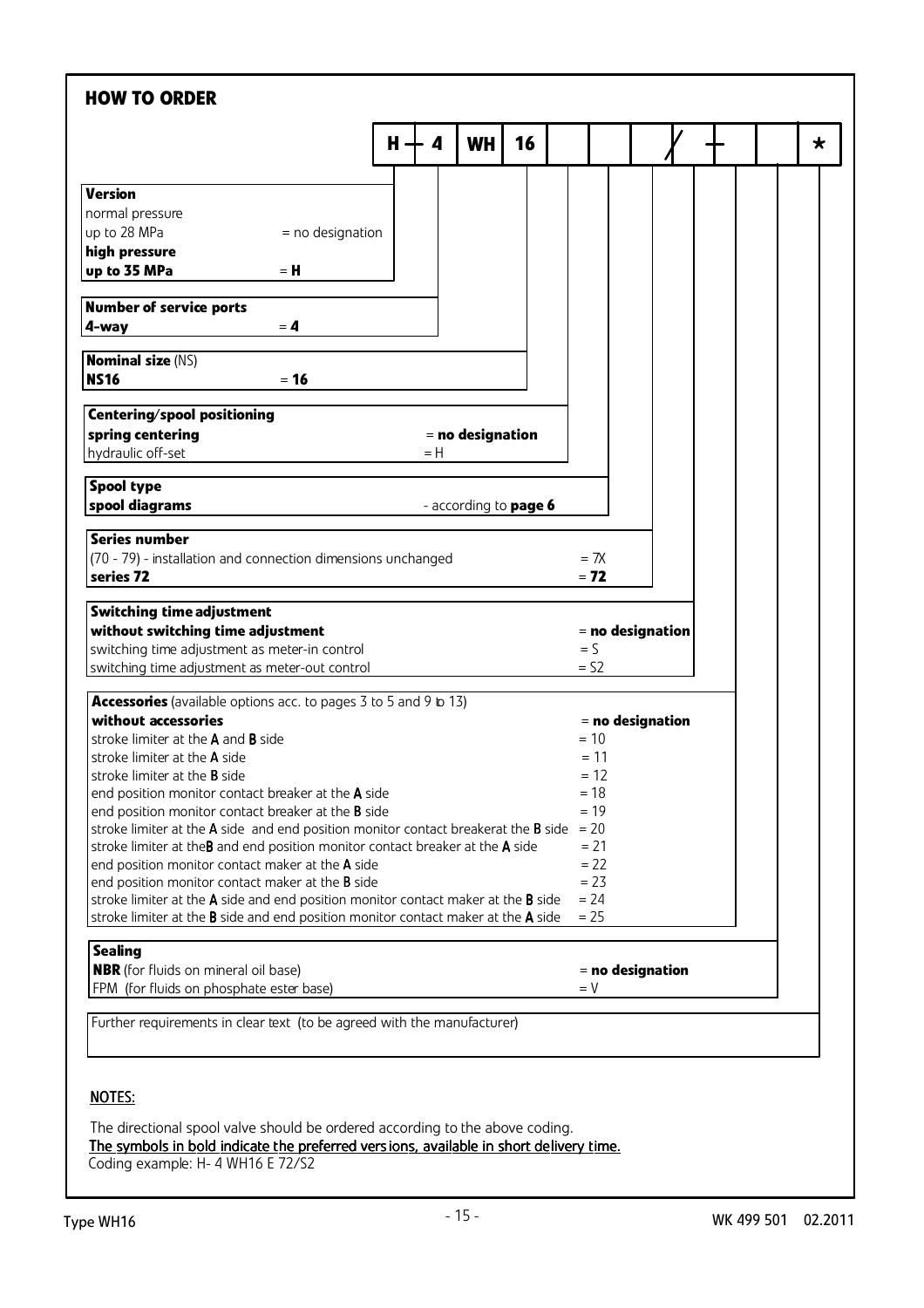## HOW TO ORDER

| H | – | 4 | WH | 16 | | | | / | – | | * |
|---|---|---|---|---|---|---|---|---|---|---|---|

**Version**
normal pressure
up to 28 MPa = no designation
**high pressure**
**up to 35 MPa** = **H**

**Number of service ports**
**4-way** = **4**

**Nominal size** (NS)
**NS16** = **16**

**Centering/spool positioning**
**spring centering** = **no designation**
hydraulic off-set = H

**Spool type**
**spool diagrams** - according to **page 6**

**Series number**
(70 - 79) - installation and connection dimensions unchanged = 7X
**series 72** = **72**

**Switching time adjustment**
**without switching time adjustment** = **no designation**
switching time adjustment as meter-in control = S
switching time adjustment as meter-out control = S2

**Accessories** (available options acc. to pages 3 to 5 and 9 to 13)
**without accessories** = **no designation**
stroke limiter at the **A** and **B** side = 10
stroke limiter at the **A** side = 11
stroke limiter at the **B** side = 12
end position monitor contact breaker at the **A** side = 18
end position monitor contact breaker at the **B** side = 19
stroke limiter at the **A** side and end position monitor contact breakerat the **B** side = 20
stroke limiter at the**B** and end position monitor contact breaker at the **A** side = 21
end position monitor contact maker at the **A** side = 22
end position monitor contact maker at the **B** side = 23
stroke limiter at the **A** side and end position monitor contact maker at the **B** side = 24
stroke limiter at the **B** side and end position monitor contact maker at the **A** side = 25

**Sealing**
**NBR** (for fluids on mineral oil base) = **no designation**
FPM (for fluids on phosphate ester base) = V

Further requirements in clear text (to be agreed with the manufacturer)

NOTES:

The directional spool valve should be ordered according to the above coding.
The symbols in bold indicate the preferred versions, available in short delivery time.
Coding example: H- 4 WH16 E 72/S2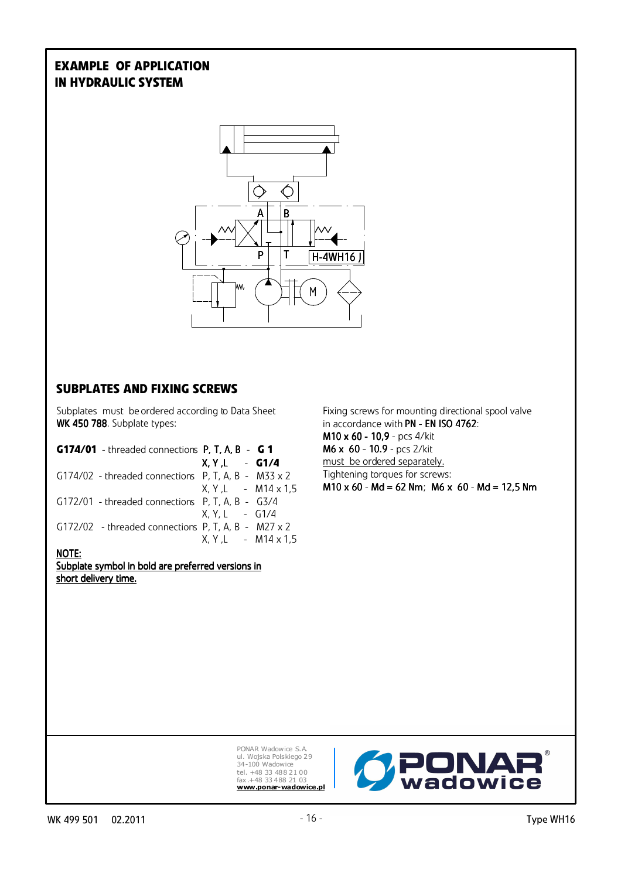## EXAMPLE OF APPLICATION IN HYDRAULIC SYSTEM

A
B
P
T
H-4WH16 J
M

## SUBPLATES AND FIXING SCREWS

Subplates must be ordered according to Data Sheet **WK 450 788**. Subplate types:

| | | | | |
|---|---|---|---|---|
| **G174/01** | - threaded connections | **P, T, A, B** | - | **G 1** |
| | | **X, Y ,L** | - | **G1/4** |
| G174/02 | - threaded connections | P, T, A, B | - | M33 x 2 |
| | | X, Y ,L | - | M14 x 1,5 |
| G172/01 | - threaded connections | P, T, A, B | - | G3/4 |
| | | X, Y, L | - | G1/4 |
| G172/02 | - threaded connections | P, T, A, B | - | M27 x 2 |
| | | X, Y ,L | - | M14 x 1,5 |

**NOTE:**
**Subplate symbol in bold are preferred versions in short delivery time.**

Fixing screws for mounting directional spool valve in accordance with **PN - EN ISO 4762**:
**M10 x 60 - 10,9** - pcs 4/kit
**M6 x 60** - **10.9** - pcs 2/kit
must be ordered separately.
Tightening torques for screws:
**M10 x 60 - Md = 62 Nm**; **M6 x 60 - Md = 12,5 Nm**

PONAR Wadowice S.A.
ul. Wojska Polskiego 29
34-100 Wadowice
tel. +48 33 488 21 00
fax.+48 33 488 21 03
**www.ponar-wadowice.pl**

PONAR® wadowice